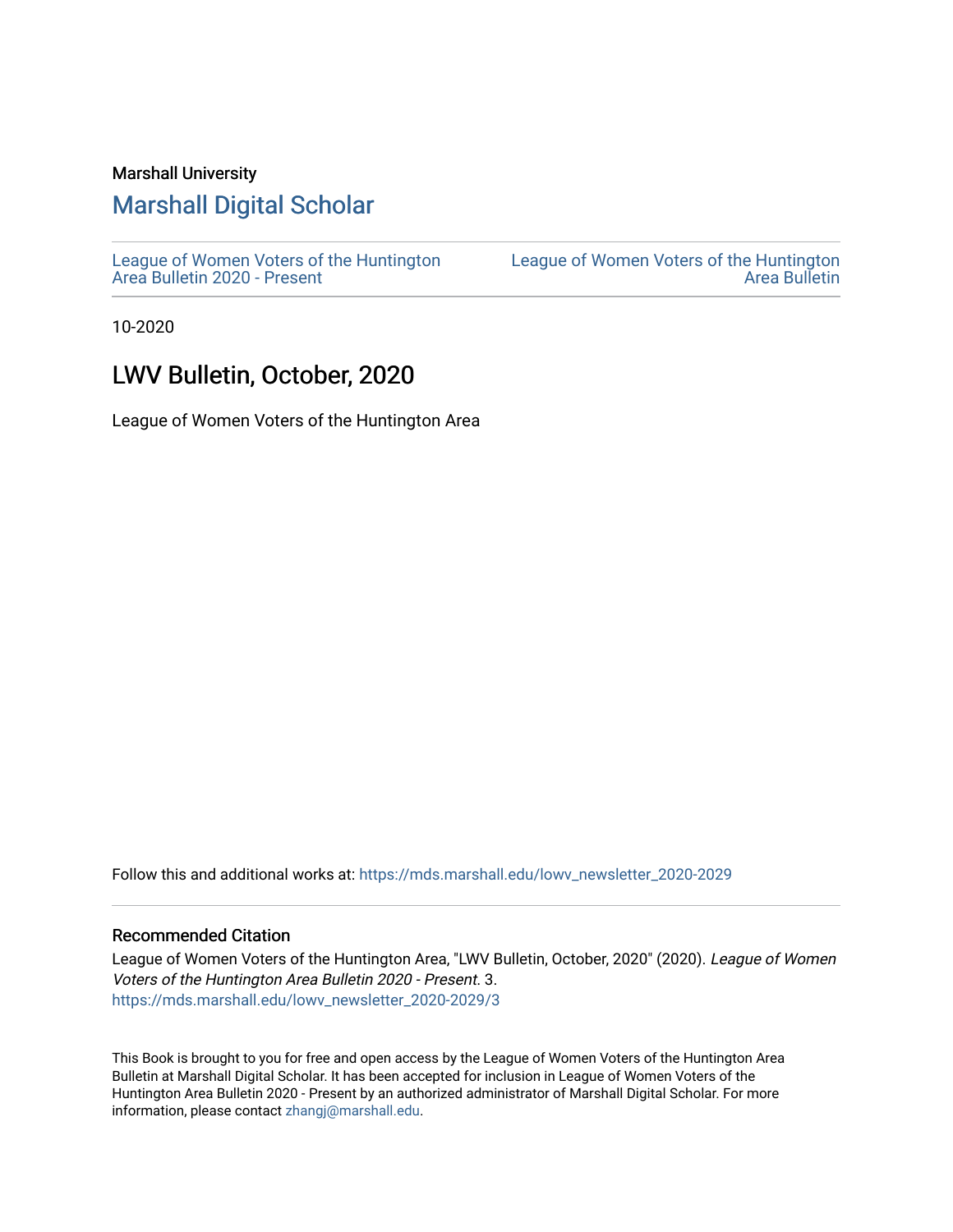Marshall University

## Marshall Digital Scholar

League of Women Voters of the Huntington Area Bulletin 2020 - Present

League of Women Voters of the Huntington Area Bulletin

10-2020

# LWV Bulletin, October, 2020

League of Women Voters of the Huntington Area

Follow this and additional works at: https://mds.marshall.edu/lowv_newsletter_2020-2029

### Recommended Citation

League of Women Voters of the Huntington Area, "LWV Bulletin, October, 2020" (2020). *League of Women Voters of the Huntington Area Bulletin 2020 - Present*. 3.
https://mds.marshall.edu/lowv_newsletter_2020-2029/3

This Book is brought to you for free and open access by the League of Women Voters of the Huntington Area Bulletin at Marshall Digital Scholar. It has been accepted for inclusion in League of Women Voters of the Huntington Area Bulletin 2020 - Present by an authorized administrator of Marshall Digital Scholar. For more information, please contact zhangj@marshall.edu.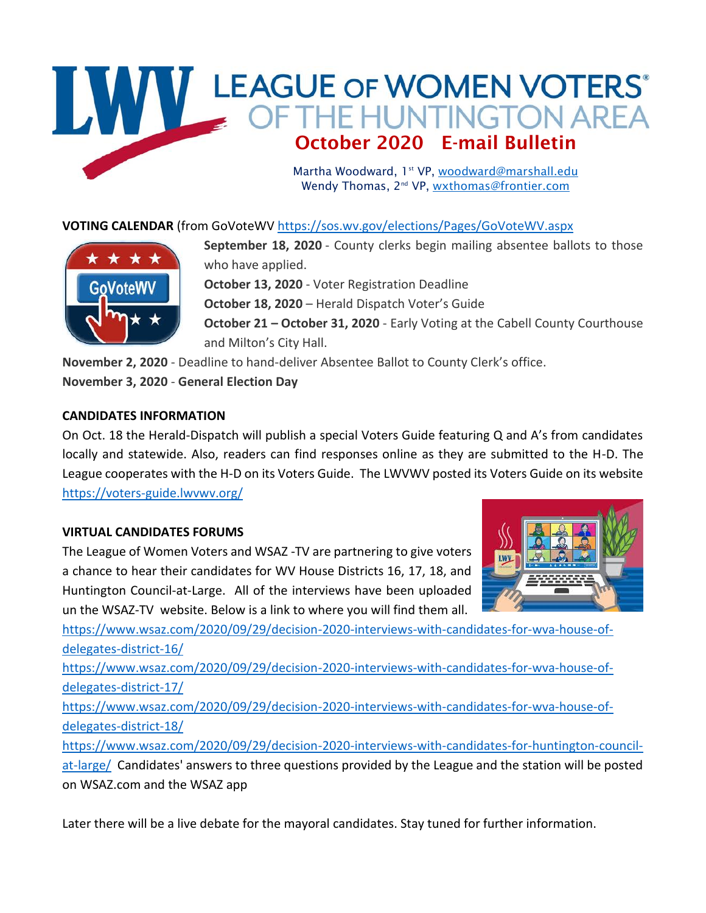# LEAGUE OF WOMEN VOTERS OF THE HUNTINGTON AREA

## October 2020 E-mail Bulletin

Martha Woodward, 1st VP, woodward@marshall.edu
Wendy Thomas, 2nd VP, wxthomas@frontier.com

**VOTING CALENDAR** (from GoVoteWV https://sos.wv.gov/elections/Pages/GoVoteWV.aspx

**September 18, 2020** - County clerks begin mailing absentee ballots to those who have applied.
**October 13, 2020** - Voter Registration Deadline
**October 18, 2020** – Herald Dispatch Voter's Guide
**October 21 – October 31, 2020** - Early Voting at the Cabell County Courthouse and Milton's City Hall.
**November 2, 2020** - Deadline to hand-deliver Absentee Ballot to County Clerk's office.
**November 3, 2020** - **General Election Day**

**CANDIDATES INFORMATION**

On Oct. 18 the Herald-Dispatch will publish a special Voters Guide featuring Q and A's from candidates locally and statewide. Also, readers can find responses online as they are submitted to the H-D. The League cooperates with the H-D on its Voters Guide. The LWVWV posted its Voters Guide on its website https://voters-guide.lwvwv.org/

**VIRTUAL CANDIDATES FORUMS**

The League of Women Voters and WSAZ -TV are partnering to give voters a chance to hear their candidates for WV House Districts 16, 17, 18, and Huntington Council-at-Large. All of the interviews have been uploaded un the WSAZ-TV website. Below is a link to where you will find them all.

https://www.wsaz.com/2020/09/29/decision-2020-interviews-with-candidates-for-wva-house-of-delegates-district-16/

https://www.wsaz.com/2020/09/29/decision-2020-interviews-with-candidates-for-wva-house-of-delegates-district-17/

https://www.wsaz.com/2020/09/29/decision-2020-interviews-with-candidates-for-wva-house-of-delegates-district-18/

https://www.wsaz.com/2020/09/29/decision-2020-interviews-with-candidates-for-huntington-council-at-large/ Candidates' answers to three questions provided by the League and the station will be posted on WSAZ.com and the WSAZ app

Later there will be a live debate for the mayoral candidates. Stay tuned for further information.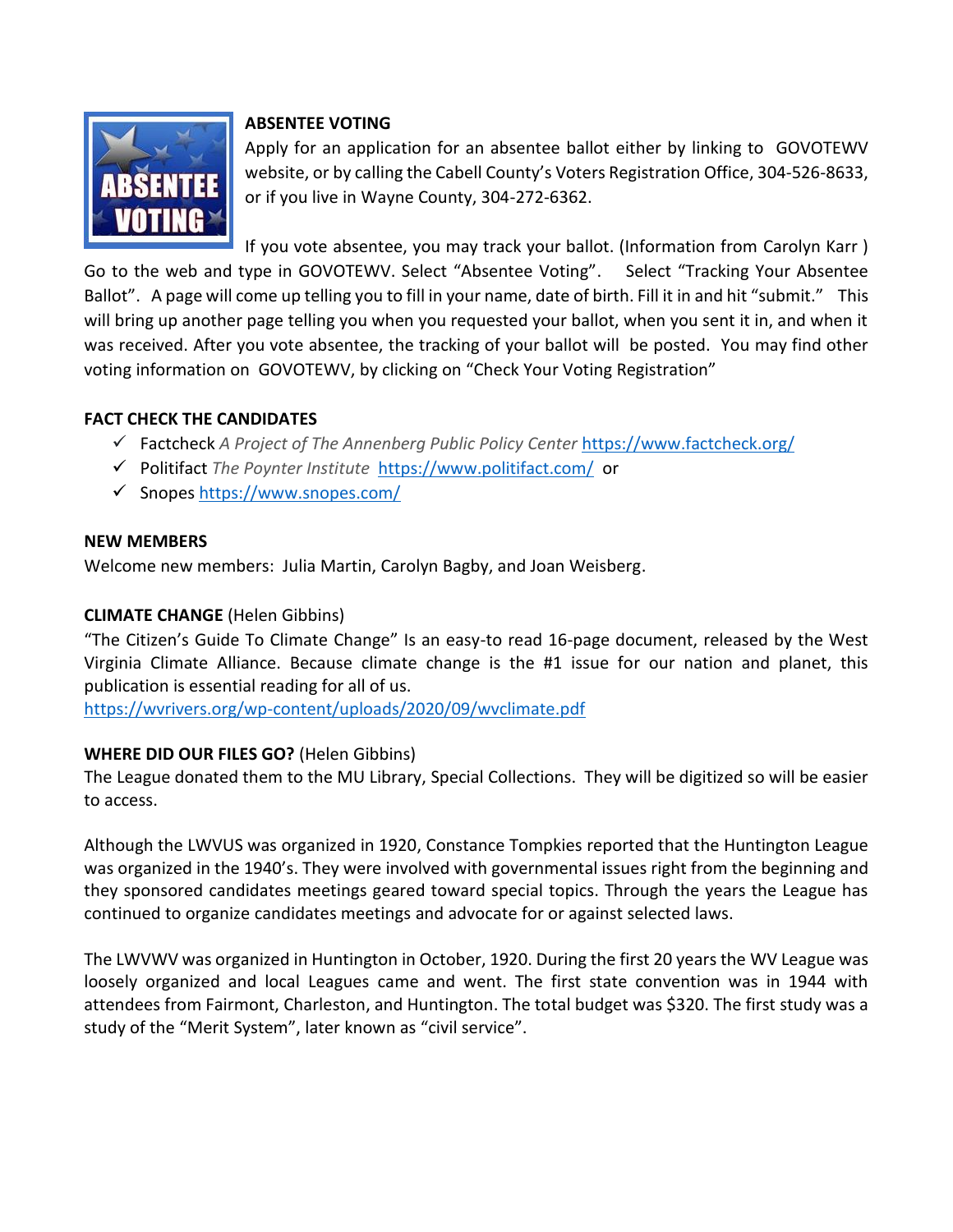**ABSENTEE VOTING**

Apply for an application for an absentee ballot either by linking to GOVOTEWV website, or by calling the Cabell County's Voters Registration Office, 304-526-8633, or if you live in Wayne County, 304-272-6362.

If you vote absentee, you may track your ballot. (Information from Carolyn Karr ) Go to the web and type in GOVOTEWV. Select "Absentee Voting". Select "Tracking Your Absentee Ballot". A page will come up telling you to fill in your name, date of birth. Fill it in and hit "submit." This will bring up another page telling you when you requested your ballot, when you sent it in, and when it was received. After you vote absentee, the tracking of your ballot will be posted. You may find other voting information on GOVOTEWV, by clicking on "Check Your Voting Registration"

**FACT CHECK THE CANDIDATES**

- ✓ Factcheck *A Project of The Annenberg Public Policy Center* https://www.factcheck.org/
- ✓ Politifact *The Poynter Institute* https://www.politifact.com/ or
- ✓ Snopes https://www.snopes.com/

**NEW MEMBERS**

Welcome new members: Julia Martin, Carolyn Bagby, and Joan Weisberg.

**CLIMATE CHANGE** (Helen Gibbins)

"The Citizen's Guide To Climate Change" Is an easy-to read 16-page document, released by the West Virginia Climate Alliance. Because climate change is the #1 issue for our nation and planet, this publication is essential reading for all of us.
https://wvrivers.org/wp-content/uploads/2020/09/wvclimate.pdf

**WHERE DID OUR FILES GO?** (Helen Gibbins)

The League donated them to the MU Library, Special Collections. They will be digitized so will be easier to access.

Although the LWVUS was organized in 1920, Constance Tompkies reported that the Huntington League was organized in the 1940's. They were involved with governmental issues right from the beginning and they sponsored candidates meetings geared toward special topics. Through the years the League has continued to organize candidates meetings and advocate for or against selected laws.

The LWVWV was organized in Huntington in October, 1920. During the first 20 years the WV League was loosely organized and local Leagues came and went. The first state convention was in 1944 with attendees from Fairmont, Charleston, and Huntington. The total budget was $320. The first study was a study of the "Merit System", later known as "civil service".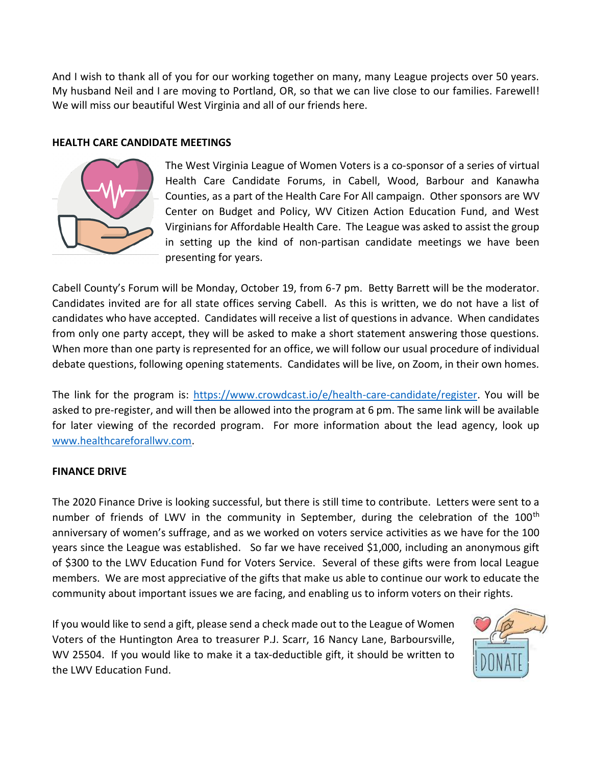And I wish to thank all of you for our working together on many, many League projects over 50 years. My husband Neil and I are moving to Portland, OR, so that we can live close to our families. Farewell! We will miss our beautiful West Virginia and all of our friends here.

**HEALTH CARE CANDIDATE MEETINGS**

The West Virginia League of Women Voters is a co-sponsor of a series of virtual Health Care Candidate Forums, in Cabell, Wood, Barbour and Kanawha Counties, as a part of the Health Care For All campaign. Other sponsors are WV Center on Budget and Policy, WV Citizen Action Education Fund, and West Virginians for Affordable Health Care. The League was asked to assist the group in setting up the kind of non-partisan candidate meetings we have been presenting for years.

Cabell County's Forum will be Monday, October 19, from 6-7 pm. Betty Barrett will be the moderator. Candidates invited are for all state offices serving Cabell. As this is written, we do not have a list of candidates who have accepted. Candidates will receive a list of questions in advance. When candidates from only one party accept, they will be asked to make a short statement answering those questions. When more than one party is represented for an office, we will follow our usual procedure of individual debate questions, following opening statements. Candidates will be live, on Zoom, in their own homes.

The link for the program is: https://www.crowdcast.io/e/health-care-candidate/register. You will be asked to pre-register, and will then be allowed into the program at 6 pm. The same link will be available for later viewing of the recorded program. For more information about the lead agency, look up www.healthcareforallwv.com.

**FINANCE DRIVE**

The 2020 Finance Drive is looking successful, but there is still time to contribute. Letters were sent to a number of friends of LWV in the community in September, during the celebration of the 100th anniversary of women's suffrage, and as we worked on voters service activities as we have for the 100 years since the League was established. So far we have received $1,000, including an anonymous gift of $300 to the LWV Education Fund for Voters Service. Several of these gifts were from local League members. We are most appreciative of the gifts that make us able to continue our work to educate the community about important issues we are facing, and enabling us to inform voters on their rights.

If you would like to send a gift, please send a check made out to the League of Women Voters of the Huntington Area to treasurer P.J. Scarr, 16 Nancy Lane, Barboursville, WV 25504. If you would like to make it a tax-deductible gift, it should be written to the LWV Education Fund.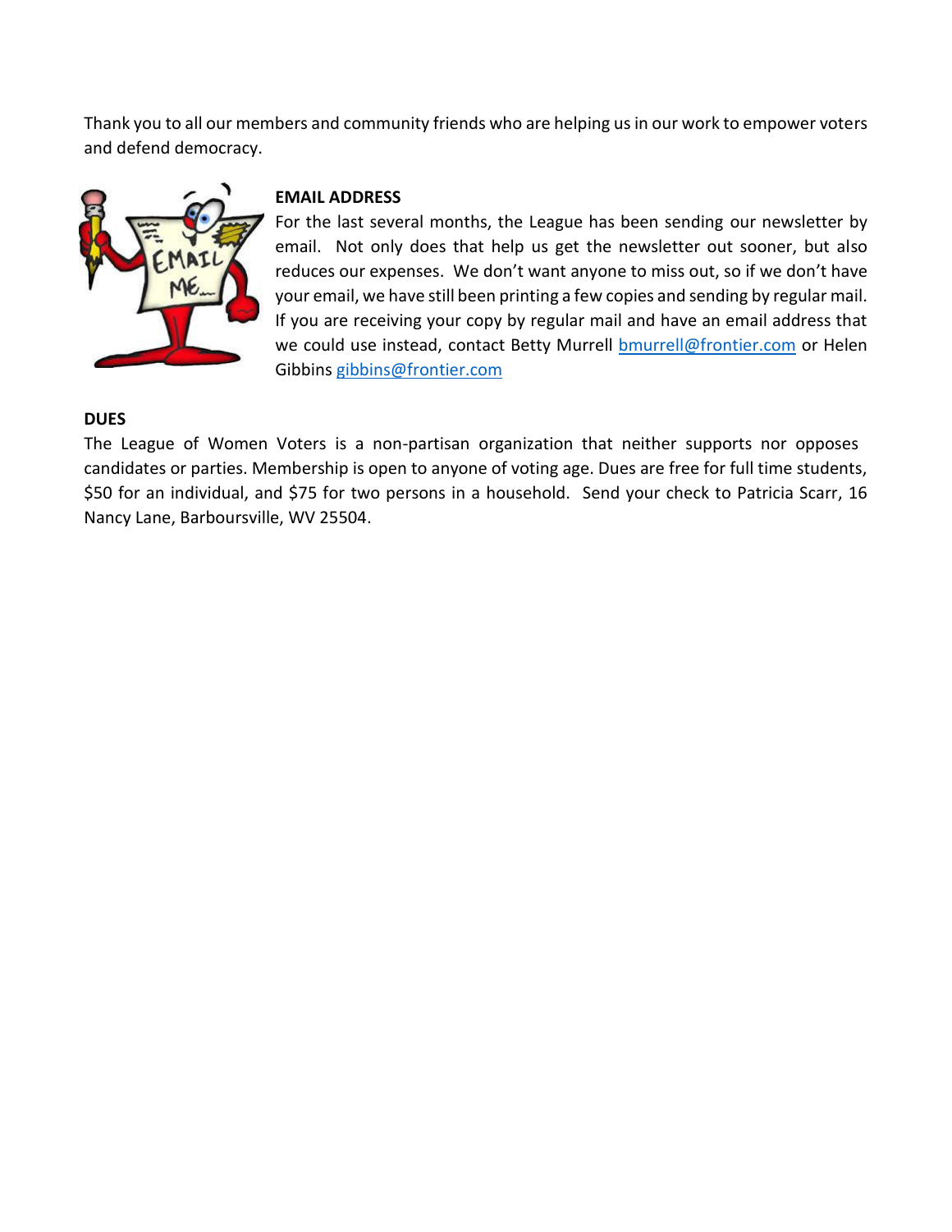Thank you to all our members and community friends who are helping us in our work to empower voters and defend democracy.

**EMAIL ADDRESS**

For the last several months, the League has been sending our newsletter by email. Not only does that help us get the newsletter out sooner, but also reduces our expenses. We don't want anyone to miss out, so if we don't have your email, we have still been printing a few copies and sending by regular mail. If you are receiving your copy by regular mail and have an email address that we could use instead, contact Betty Murrell bmurrell@frontier.com or Helen Gibbins gibbins@frontier.com

**DUES**

The League of Women Voters is a non-partisan organization that neither supports nor opposes candidates or parties. Membership is open to anyone of voting age. Dues are free for full time students, $50 for an individual, and $75 for two persons in a household. Send your check to Patricia Scarr, 16 Nancy Lane, Barboursville, WV 25504.